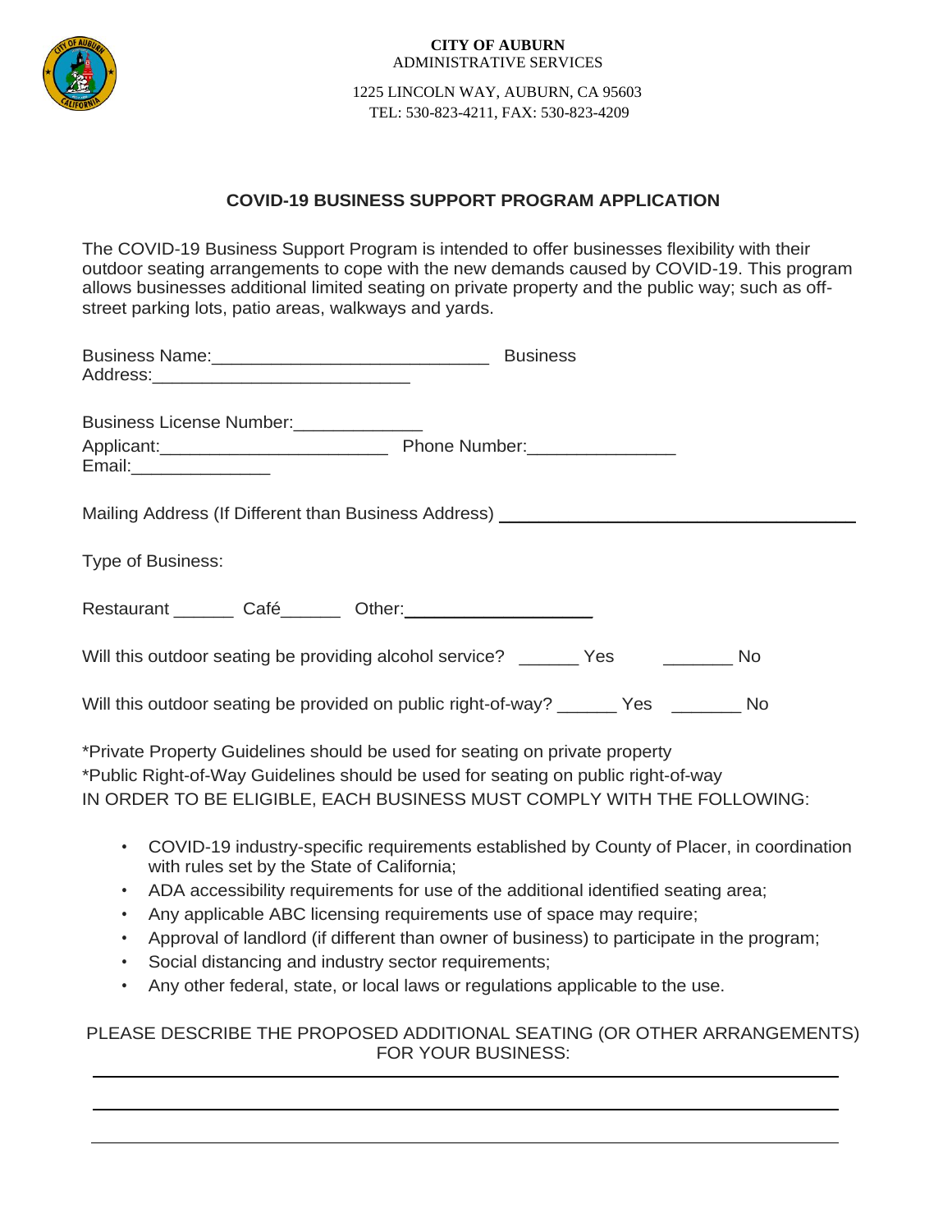**CITY OF AUBURN**
ADMINISTRATIVE SERVICES

1225 LINCOLN WAY, AUBURN, CA 95603
TEL: 530-823-4211, FAX: 530-823-4209

## COVID-19 BUSINESS SUPPORT PROGRAM APPLICATION

The COVID-19 Business Support Program is intended to offer businesses flexibility with their outdoor seating arrangements to cope with the new demands caused by COVID-19. This program allows businesses additional limited seating on private property and the public way; such as off-street parking lots, patio areas, walkways and yards.

Business Name:____________________________ Business Address:__________________________

Business License Number:_____________

Applicant:_______________________ Phone Number:_______________ Email:______________

Mailing Address (If Different than Business Address) ____________________________________

Type of Business:

Restaurant ______ Café______ Other:___________________

Will this outdoor seating be providing alcohol service? ______ Yes _______ No

Will this outdoor seating be provided on public right-of-way? ______ Yes _______ No

*Private Property Guidelines should be used for seating on private property
*Public Right-of-Way Guidelines should be used for seating on public right-of-way
IN ORDER TO BE ELIGIBLE, EACH BUSINESS MUST COMPLY WITH THE FOLLOWING:

- COVID-19 industry-specific requirements established by County of Placer, in coordination with rules set by the State of California;
- ADA accessibility requirements for use of the additional identified seating area;
- Any applicable ABC licensing requirements use of space may require;
- Approval of landlord (if different than owner of business) to participate in the program;
- Social distancing and industry sector requirements;
- Any other federal, state, or local laws or regulations applicable to the use.

PLEASE DESCRIBE THE PROPOSED ADDITIONAL SEATING (OR OTHER ARRANGEMENTS) FOR YOUR BUSINESS:

______________________________________________________________________

______________________________________________________________________

______________________________________________________________________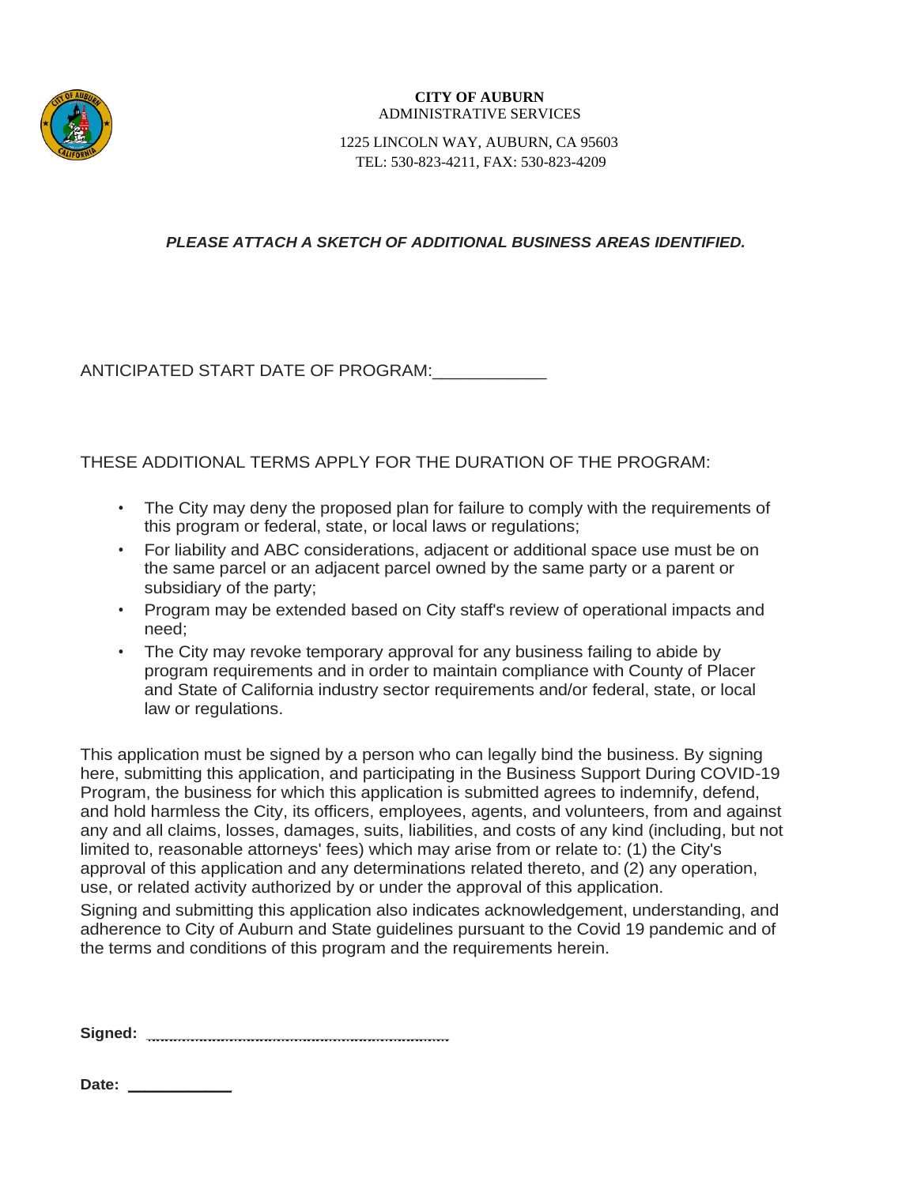**CITY OF AUBURN**
ADMINISTRATIVE SERVICES

1225 LINCOLN WAY, AUBURN, CA 95603
TEL: 530-823-4211, FAX: 530-823-4209

***PLEASE ATTACH A SKETCH OF ADDITIONAL BUSINESS AREAS IDENTIFIED.***

ANTICIPATED START DATE OF PROGRAM:____________

THESE ADDITIONAL TERMS APPLY FOR THE DURATION OF THE PROGRAM:

- The City may deny the proposed plan for failure to comply with the requirements of this program or federal, state, or local laws or regulations;
- For liability and ABC considerations, adjacent or additional space use must be on the same parcel or an adjacent parcel owned by the same party or a parent or subsidiary of the party;
- Program may be extended based on City staff's review of operational impacts and need;
- The City may revoke temporary approval for any business failing to abide by program requirements and in order to maintain compliance with County of Placer and State of California industry sector requirements and/or federal, state, or local law or regulations.

This application must be signed by a person who can legally bind the business. By signing here, submitting this application, and participating in the Business Support During COVID-19 Program, the business for which this application is submitted agrees to indemnify, defend, and hold harmless the City, its officers, employees, agents, and volunteers, from and against any and all claims, losses, damages, suits, liabilities, and costs of any kind (including, but not limited to, reasonable attorneys' fees) which may arise from or relate to: (1) the City's approval of this application and any determinations related thereto, and (2) any operation, use, or related activity authorized by or under the approval of this application.

Signing and submitting this application also indicates acknowledgement, understanding, and adherence to City of Auburn and State guidelines pursuant to the Covid 19 pandemic and of the terms and conditions of this program and the requirements herein.

**Signed:** ____________________________________

**Date:** ____________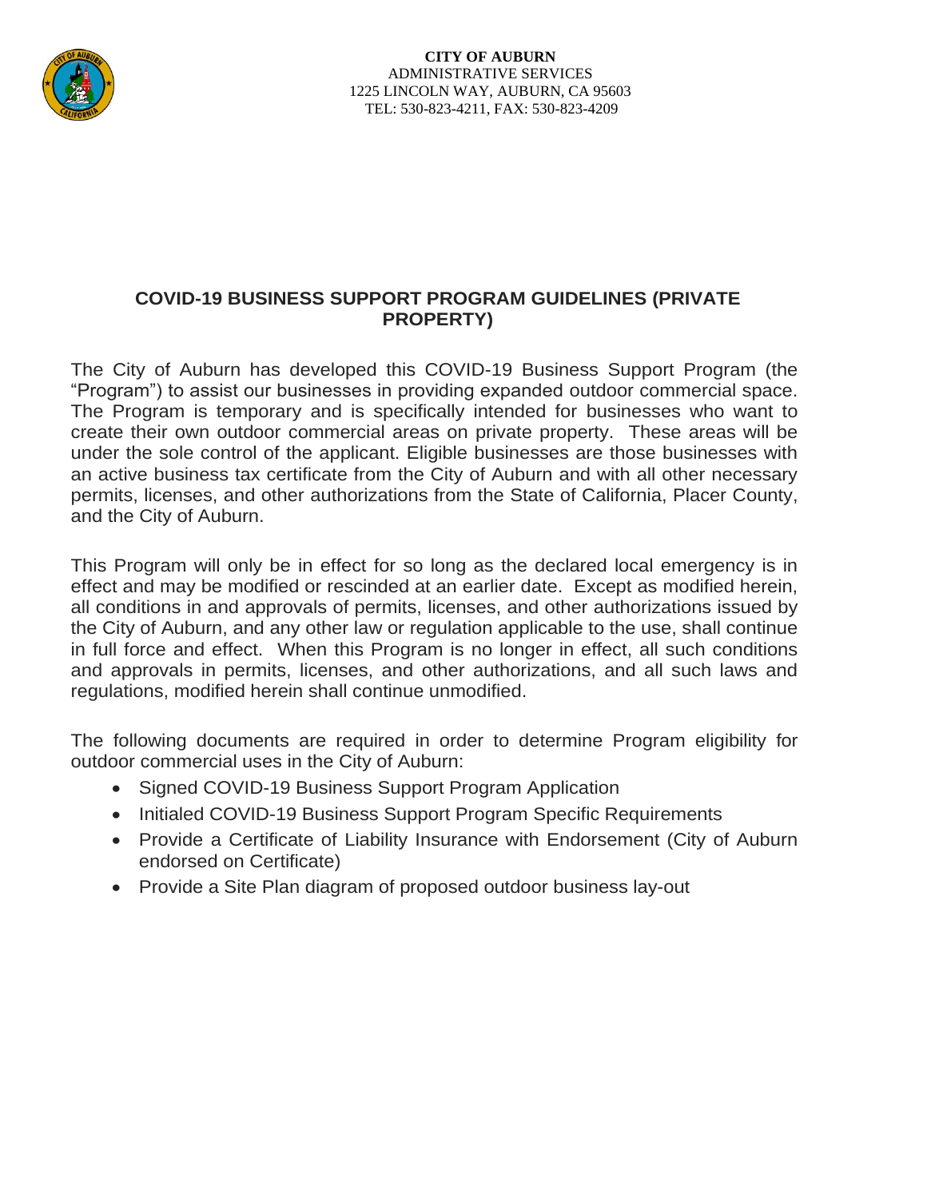**CITY OF AUBURN**
ADMINISTRATIVE SERVICES
1225 LINCOLN WAY, AUBURN, CA 95603
TEL: 530-823-4211, FAX: 530-823-4209

## COVID-19 BUSINESS SUPPORT PROGRAM GUIDELINES (PRIVATE PROPERTY)

The City of Auburn has developed this COVID-19 Business Support Program (the "Program") to assist our businesses in providing expanded outdoor commercial space. The Program is temporary and is specifically intended for businesses who want to create their own outdoor commercial areas on private property. These areas will be under the sole control of the applicant. Eligible businesses are those businesses with an active business tax certificate from the City of Auburn and with all other necessary permits, licenses, and other authorizations from the State of California, Placer County, and the City of Auburn.

This Program will only be in effect for so long as the declared local emergency is in effect and may be modified or rescinded at an earlier date. Except as modified herein, all conditions in and approvals of permits, licenses, and other authorizations issued by the City of Auburn, and any other law or regulation applicable to the use, shall continue in full force and effect. When this Program is no longer in effect, all such conditions and approvals in permits, licenses, and other authorizations, and all such laws and regulations, modified herein shall continue unmodified.

The following documents are required in order to determine Program eligibility for outdoor commercial uses in the City of Auburn:

- Signed COVID-19 Business Support Program Application
- Initialed COVID-19 Business Support Program Specific Requirements
- Provide a Certificate of Liability Insurance with Endorsement (City of Auburn endorsed on Certificate)
- Provide a Site Plan diagram of proposed outdoor business lay-out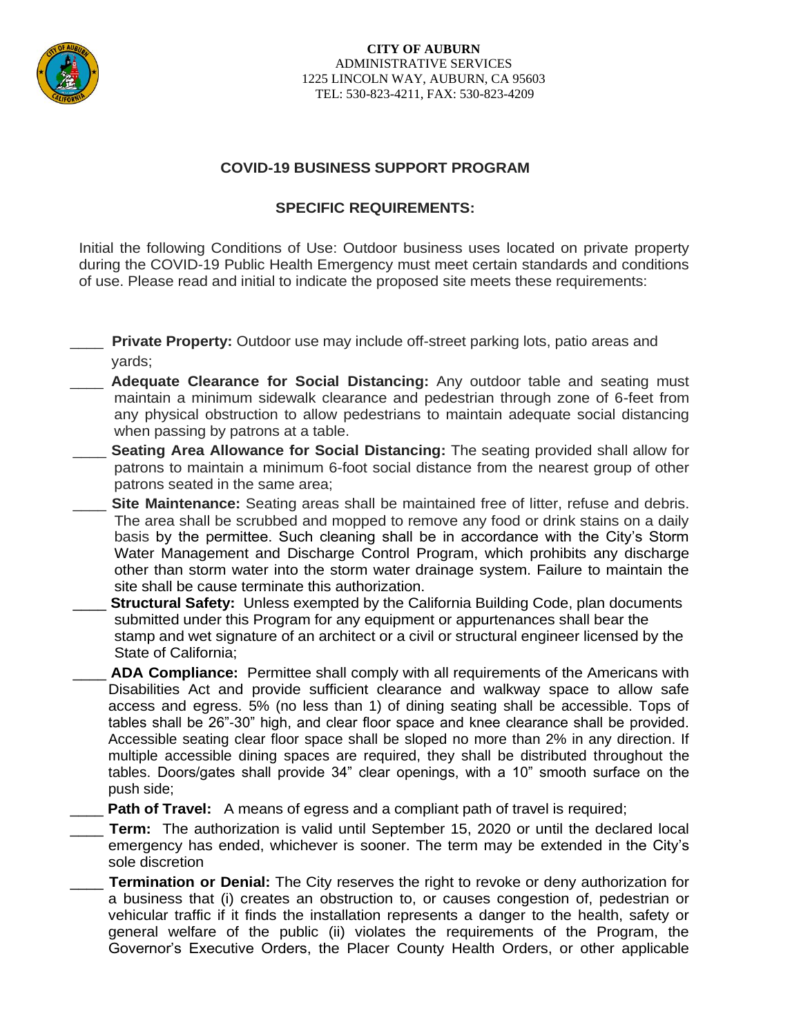**CITY OF AUBURN**
ADMINISTRATIVE SERVICES
1225 LINCOLN WAY, AUBURN, CA 95603
TEL: 530-823-4211, FAX: 530-823-4209

## COVID-19 BUSINESS SUPPORT PROGRAM

### SPECIFIC REQUIREMENTS:

Initial the following Conditions of Use: Outdoor business uses located on private property during the COVID-19 Public Health Emergency must meet certain standards and conditions of use. Please read and initial to indicate the proposed site meets these requirements:

____ **Private Property:** Outdoor use may include off-street parking lots, patio areas and yards;

____ **Adequate Clearance for Social Distancing:** Any outdoor table and seating must maintain a minimum sidewalk clearance and pedestrian through zone of 6-feet from any physical obstruction to allow pedestrians to maintain adequate social distancing when passing by patrons at a table.

____ **Seating Area Allowance for Social Distancing:** The seating provided shall allow for patrons to maintain a minimum 6-foot social distance from the nearest group of other patrons seated in the same area;

____ **Site Maintenance:** Seating areas shall be maintained free of litter, refuse and debris. The area shall be scrubbed and mopped to remove any food or drink stains on a daily basis by the permittee. Such cleaning shall be in accordance with the City's Storm Water Management and Discharge Control Program, which prohibits any discharge other than storm water into the storm water drainage system. Failure to maintain the site shall be cause terminate this authorization.

____ **Structural Safety:** Unless exempted by the California Building Code, plan documents submitted under this Program for any equipment or appurtenances shall bear the stamp and wet signature of an architect or a civil or structural engineer licensed by the State of California;

____ **ADA Compliance:** Permittee shall comply with all requirements of the Americans with Disabilities Act and provide sufficient clearance and walkway space to allow safe access and egress. 5% (no less than 1) of dining seating shall be accessible. Tops of tables shall be 26"-30" high, and clear floor space and knee clearance shall be provided. Accessible seating clear floor space shall be sloped no more than 2% in any direction. If multiple accessible dining spaces are required, they shall be distributed throughout the tables. Doors/gates shall provide 34" clear openings, with a 10" smooth surface on the push side;

____ **Path of Travel:** A means of egress and a compliant path of travel is required;

____ **Term:** The authorization is valid until September 15, 2020 or until the declared local emergency has ended, whichever is sooner. The term may be extended in the City's sole discretion

____ **Termination or Denial:** The City reserves the right to revoke or deny authorization for a business that (i) creates an obstruction to, or causes congestion of, pedestrian or vehicular traffic if it finds the installation represents a danger to the health, safety or general welfare of the public (ii) violates the requirements of the Program, the Governor's Executive Orders, the Placer County Health Orders, or other applicable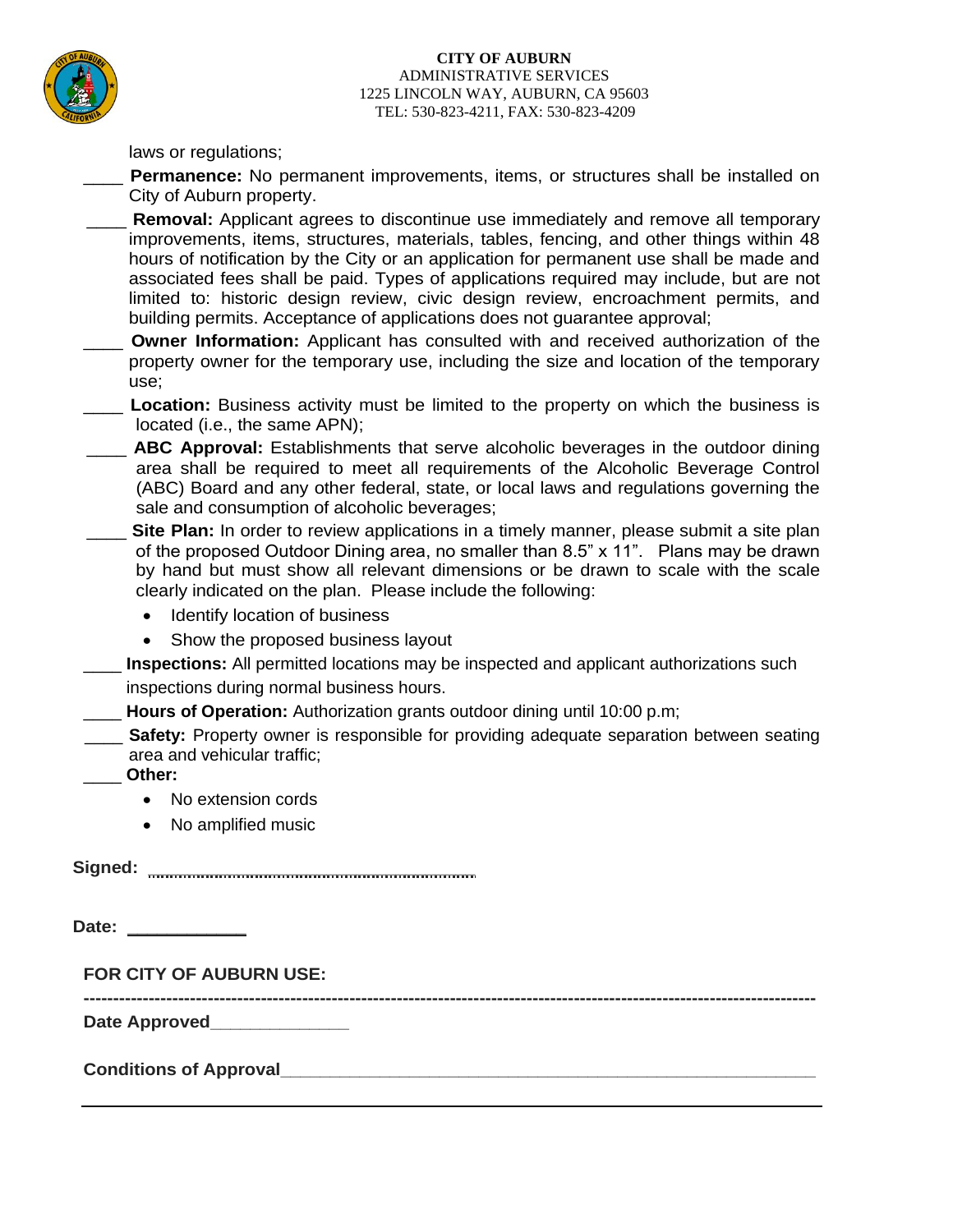laws or regulations;

____ **Permanence:** No permanent improvements, items, or structures shall be installed on City of Auburn property.

____ **Removal:** Applicant agrees to discontinue use immediately and remove all temporary improvements, items, structures, materials, tables, fencing, and other things within 48 hours of notification by the City or an application for permanent use shall be made and associated fees shall be paid. Types of applications required may include, but are not limited to: historic design review, civic design review, encroachment permits, and building permits. Acceptance of applications does not guarantee approval;

____ **Owner Information:** Applicant has consulted with and received authorization of the property owner for the temporary use, including the size and location of the temporary use;

____ **Location:** Business activity must be limited to the property on which the business is located (i.e., the same APN);

____ **ABC Approval:** Establishments that serve alcoholic beverages in the outdoor dining area shall be required to meet all requirements of the Alcoholic Beverage Control (ABC) Board and any other federal, state, or local laws and regulations governing the sale and consumption of alcoholic beverages;

____ **Site Plan:** In order to review applications in a timely manner, please submit a site plan of the proposed Outdoor Dining area, no smaller than 8.5" x 11". Plans may be drawn by hand but must show all relevant dimensions or be drawn to scale with the scale clearly indicated on the plan. Please include the following:

- Identify location of business
- Show the proposed business layout

____ **Inspections:** All permitted locations may be inspected and applicant authorizations such inspections during normal business hours.

____ **Hours of Operation:** Authorization grants outdoor dining until 10:00 p.m;

____ **Safety:** Property owner is responsible for providing adequate separation between seating area and vehicular traffic;

____ **Other:**

- No extension cords
- No amplified music

**Signed:** ..............................................................................

**Date:** ____________

**FOR CITY OF AUBURN USE:**

---

**Date Approved**______________

**Conditions of Approval**_______________________________________________________

---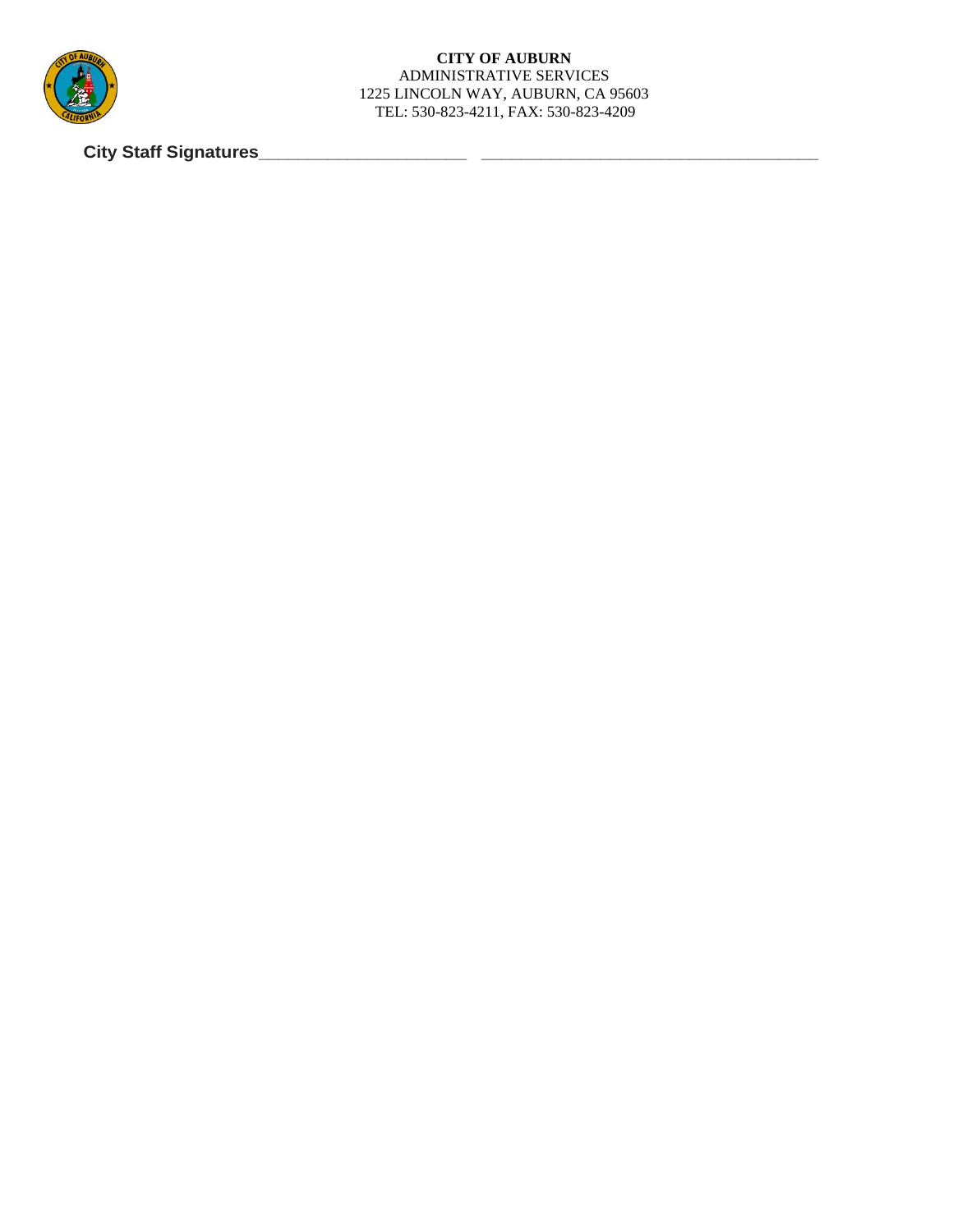**CITY OF AUBURN**
ADMINISTRATIVE SERVICES
1225 LINCOLN WAY, AUBURN, CA 95603
TEL: 530-823-4211, FAX: 530-823-4209

**City Staff Signatures**______________________ ____________________________________